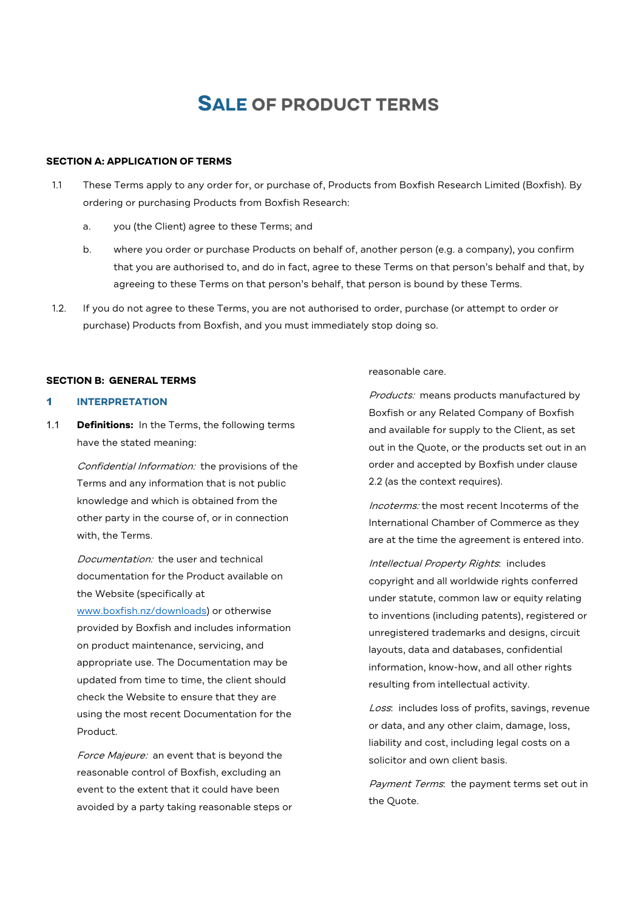# SALE OF PRODUCT TERMS

**SECTION A: APPLICATION OF TERMS**

1.1 These Terms apply to any order for, or purchase of, Products from Boxfish Research Limited (Boxfish). By ordering or purchasing Products from Boxfish Research:

a. you (the Client) agree to these Terms; and

b. where you order or purchase Products on behalf of, another person (e.g. a company), you confirm that you are authorised to, and do in fact, agree to these Terms on that person's behalf and that, by agreeing to these Terms on that person's behalf, that person is bound by these Terms.

1.2. If you do not agree to these Terms, you are not authorised to order, purchase (or attempt to order or purchase) Products from Boxfish, and you must immediately stop doing so.

**SECTION B: GENERAL TERMS**

## 1 INTERPRETATION

1.1 **Definitions:** In the Terms, the following terms have the stated meaning:

*Confidential Information:* the provisions of the Terms and any information that is not public knowledge and which is obtained from the other party in the course of, or in connection with, the Terms.

*Documentation:* the user and technical documentation for the Product available on the Website (specifically at www.boxfish.nz/downloads) or otherwise provided by Boxfish and includes information on product maintenance, servicing, and appropriate use. The Documentation may be updated from time to time, the client should check the Website to ensure that they are using the most recent Documentation for the Product.

*Force Majeure:* an event that is beyond the reasonable control of Boxfish, excluding an event to the extent that it could have been avoided by a party taking reasonable steps or reasonable care.

*Products:* means products manufactured by Boxfish or any Related Company of Boxfish and available for supply to the Client, as set out in the Quote, or the products set out in an order and accepted by Boxfish under clause 2.2 (as the context requires).

*Incoterms:* the most recent Incoterms of the International Chamber of Commerce as they are at the time the agreement is entered into.

*Intellectual Property Rights*: includes copyright and all worldwide rights conferred under statute, common law or equity relating to inventions (including patents), registered or unregistered trademarks and designs, circuit layouts, data and databases, confidential information, know-how, and all other rights resulting from intellectual activity.

*Loss*: includes loss of profits, savings, revenue or data, and any other claim, damage, loss, liability and cost, including legal costs on a solicitor and own client basis.

*Payment Terms*: the payment terms set out in the Quote.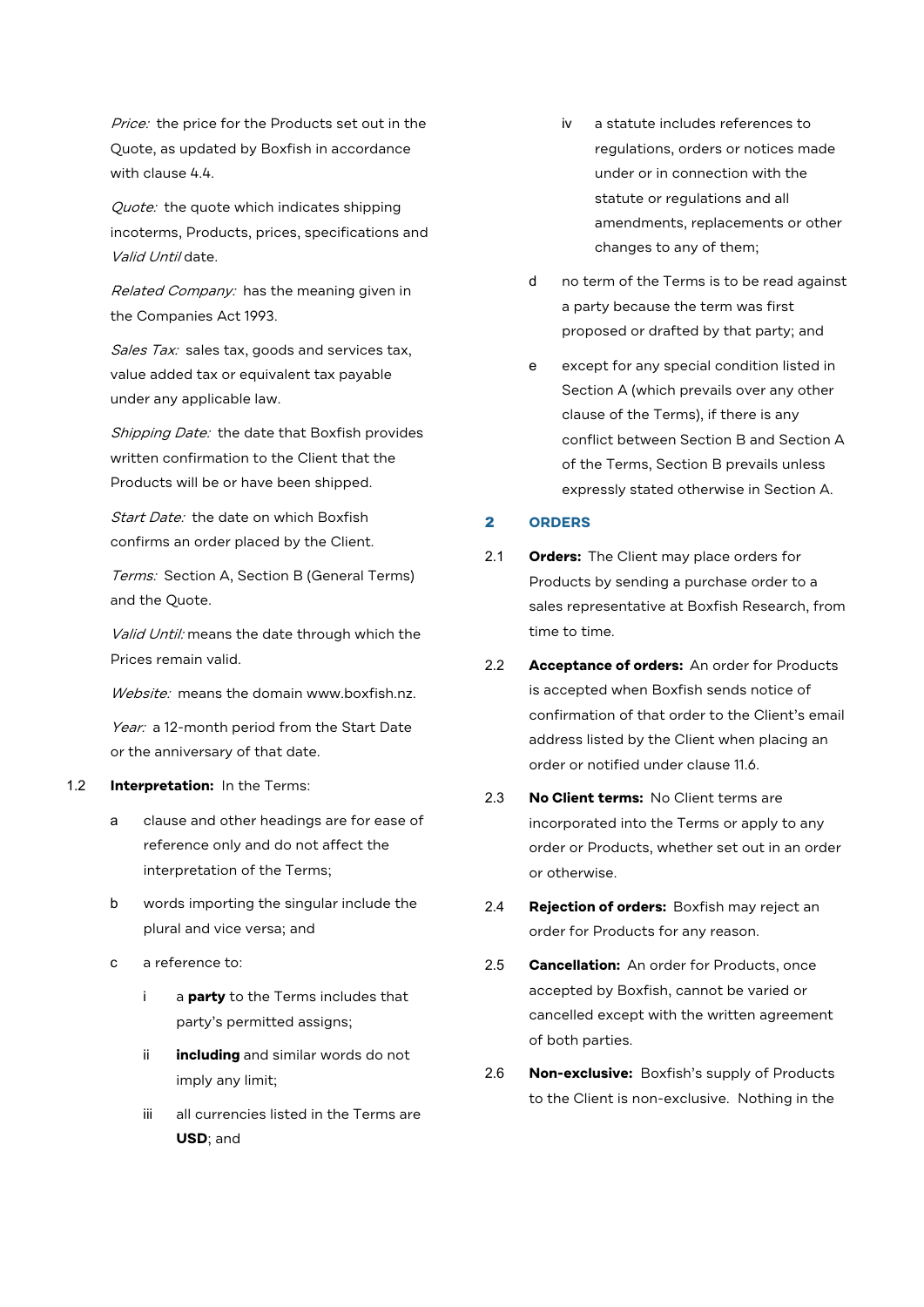*Price:* the price for the Products set out in the Quote, as updated by Boxfish in accordance with clause 4.4.

*Quote:* the quote which indicates shipping incoterms, Products, prices, specifications and *Valid Until* date.

*Related Company:* has the meaning given in the Companies Act 1993.

*Sales Tax:* sales tax, goods and services tax, value added tax or equivalent tax payable under any applicable law.

*Shipping Date:* the date that Boxfish provides written confirmation to the Client that the Products will be or have been shipped.

*Start Date:* the date on which Boxfish confirms an order placed by the Client.

*Terms:* Section A, Section B (General Terms) and the Quote.

*Valid Until:* means the date through which the Prices remain valid.

*Website:* means the domain www.boxfish.nz.

*Year:* a 12-month period from the Start Date or the anniversary of that date.

1.2 **Interpretation:** In the Terms:

- a clause and other headings are for ease of reference only and do not affect the interpretation of the Terms;
- b words importing the singular include the plural and vice versa; and
- c a reference to:
  - i a **party** to the Terms includes that party's permitted assigns;
  - ii **including** and similar words do not imply any limit;
  - iii all currencies listed in the Terms are **USD**; and
  - iv a statute includes references to regulations, orders or notices made under or in connection with the statute or regulations and all amendments, replacements or other changes to any of them;
- d no term of the Terms is to be read against a party because the term was first proposed or drafted by that party; and
- e except for any special condition listed in Section A (which prevails over any other clause of the Terms), if there is any conflict between Section B and Section A of the Terms, Section B prevails unless expressly stated otherwise in Section A.

## 2 ORDERS

2.1 **Orders:** The Client may place orders for Products by sending a purchase order to a sales representative at Boxfish Research, from time to time.

2.2 **Acceptance of orders:** An order for Products is accepted when Boxfish sends notice of confirmation of that order to the Client's email address listed by the Client when placing an order or notified under clause 11.6.

2.3 **No Client terms:** No Client terms are incorporated into the Terms or apply to any order or Products, whether set out in an order or otherwise.

2.4 **Rejection of orders:** Boxfish may reject an order for Products for any reason.

2.5 **Cancellation:** An order for Products, once accepted by Boxfish, cannot be varied or cancelled except with the written agreement of both parties.

2.6 **Non-exclusive:** Boxfish's supply of Products to the Client is non-exclusive. Nothing in the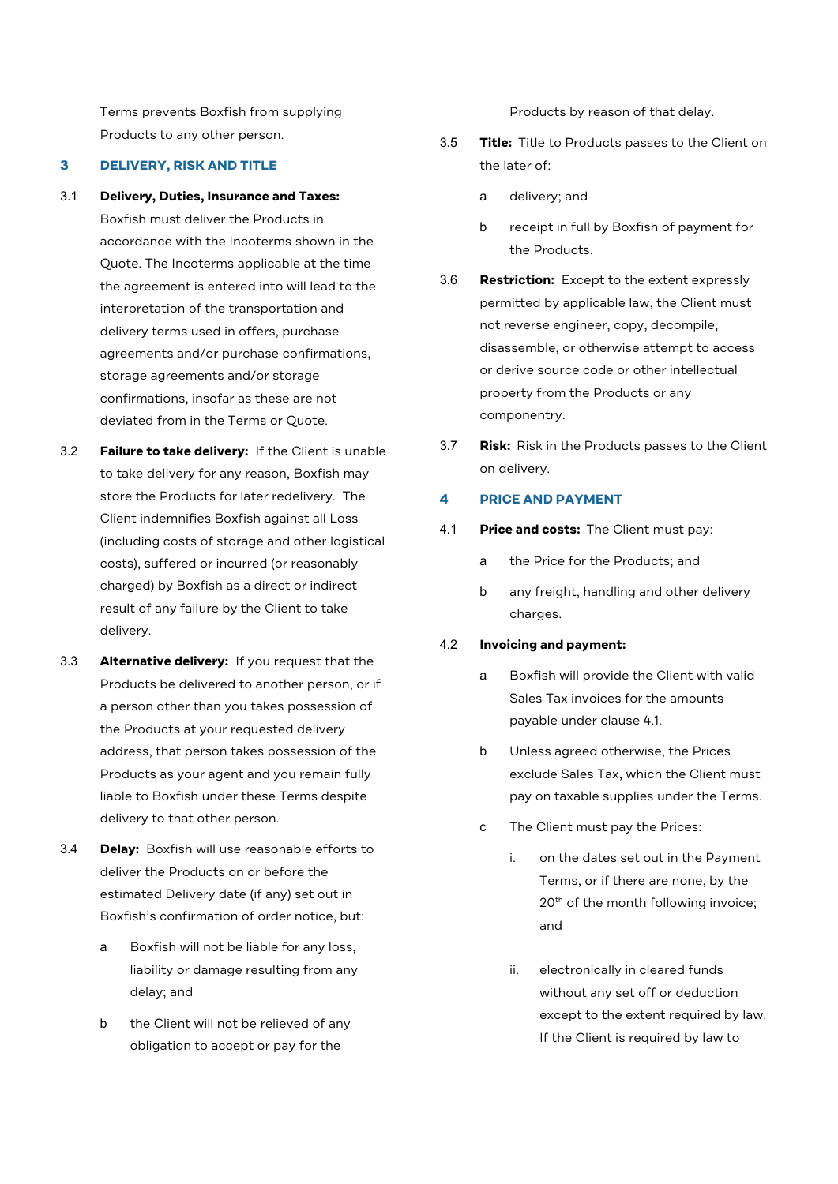Terms prevents Boxfish from supplying Products to any other person.

## 3 DELIVERY, RISK AND TITLE

3.1 **Delivery, Duties, Insurance and Taxes:** Boxfish must deliver the Products in accordance with the Incoterms shown in the Quote. The Incoterms applicable at the time the agreement is entered into will lead to the interpretation of the transportation and delivery terms used in offers, purchase agreements and/or purchase confirmations, storage agreements and/or storage confirmations, insofar as these are not deviated from in the Terms or Quote.

3.2 **Failure to take delivery:** If the Client is unable to take delivery for any reason, Boxfish may store the Products for later redelivery. The Client indemnifies Boxfish against all Loss (including costs of storage and other logistical costs), suffered or incurred (or reasonably charged) by Boxfish as a direct or indirect result of any failure by the Client to take delivery.

3.3 **Alternative delivery:** If you request that the Products be delivered to another person, or if a person other than you takes possession of the Products at your requested delivery address, that person takes possession of the Products as your agent and you remain fully liable to Boxfish under these Terms despite delivery to that other person.

3.4 **Delay:** Boxfish will use reasonable efforts to deliver the Products on or before the estimated Delivery date (if any) set out in Boxfish's confirmation of order notice, but:

- a Boxfish will not be liable for any loss, liability or damage resulting from any delay; and
- b the Client will not be relieved of any obligation to accept or pay for the Products by reason of that delay.

3.5 **Title:** Title to Products passes to the Client on the later of:

- a delivery; and
- b receipt in full by Boxfish of payment for the Products.

3.6 **Restriction:** Except to the extent expressly permitted by applicable law, the Client must not reverse engineer, copy, decompile, disassemble, or otherwise attempt to access or derive source code or other intellectual property from the Products or any componentry.

3.7 **Risk:** Risk in the Products passes to the Client on delivery.

## 4 PRICE AND PAYMENT

4.1 **Price and costs:** The Client must pay:

- a the Price for the Products; and
- b any freight, handling and other delivery charges.

4.2 **Invoicing and payment:**

- a Boxfish will provide the Client with valid Sales Tax invoices for the amounts payable under clause 4.1.
- b Unless agreed otherwise, the Prices exclude Sales Tax, which the Client must pay on taxable supplies under the Terms.
- c The Client must pay the Prices:
  - i. on the dates set out in the Payment Terms, or if there are none, by the 20th of the month following invoice; and
  - ii. electronically in cleared funds without any set off or deduction except to the extent required by law. If the Client is required by law to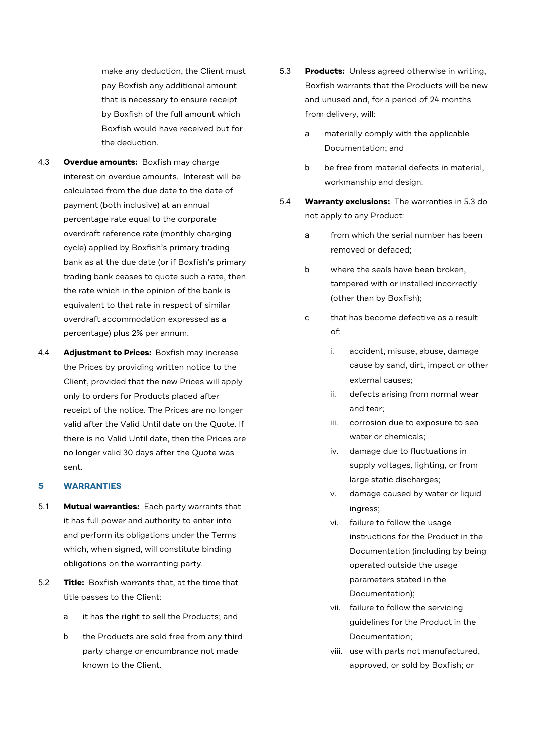make any deduction, the Client must pay Boxfish any additional amount that is necessary to ensure receipt by Boxfish of the full amount which Boxfish would have received but for the deduction.

4.3 **Overdue amounts:** Boxfish may charge interest on overdue amounts. Interest will be calculated from the due date to the date of payment (both inclusive) at an annual percentage rate equal to the corporate overdraft reference rate (monthly charging cycle) applied by Boxfish's primary trading bank as at the due date (or if Boxfish's primary trading bank ceases to quote such a rate, then the rate which in the opinion of the bank is equivalent to that rate in respect of similar overdraft accommodation expressed as a percentage) plus 2% per annum.

4.4 **Adjustment to Prices:** Boxfish may increase the Prices by providing written notice to the Client, provided that the new Prices will apply only to orders for Products placed after receipt of the notice. The Prices are no longer valid after the Valid Until date on the Quote. If there is no Valid Until date, then the Prices are no longer valid 30 days after the Quote was sent.

## 5 WARRANTIES

5.1 **Mutual warranties:** Each party warrants that it has full power and authority to enter into and perform its obligations under the Terms which, when signed, will constitute binding obligations on the warranting party.

5.2 **Title:** Boxfish warrants that, at the time that title passes to the Client:

a it has the right to sell the Products; and

b the Products are sold free from any third party charge or encumbrance not made known to the Client.

5.3 **Products:** Unless agreed otherwise in writing, Boxfish warrants that the Products will be new and unused and, for a period of 24 months from delivery, will:

a materially comply with the applicable Documentation; and

b be free from material defects in material, workmanship and design.

5.4 **Warranty exclusions:** The warranties in 5.3 do not apply to any Product:

a from which the serial number has been removed or defaced;

b where the seals have been broken, tampered with or installed incorrectly (other than by Boxfish);

c that has become defective as a result of:

i. accident, misuse, abuse, damage cause by sand, dirt, impact or other external causes;

ii. defects arising from normal wear and tear;

iii. corrosion due to exposure to sea water or chemicals;

iv. damage due to fluctuations in supply voltages, lighting, or from large static discharges;

v. damage caused by water or liquid ingress;

vi. failure to follow the usage instructions for the Product in the Documentation (including by being operated outside the usage parameters stated in the Documentation);

vii. failure to follow the servicing guidelines for the Product in the Documentation;

viii. use with parts not manufactured, approved, or sold by Boxfish; or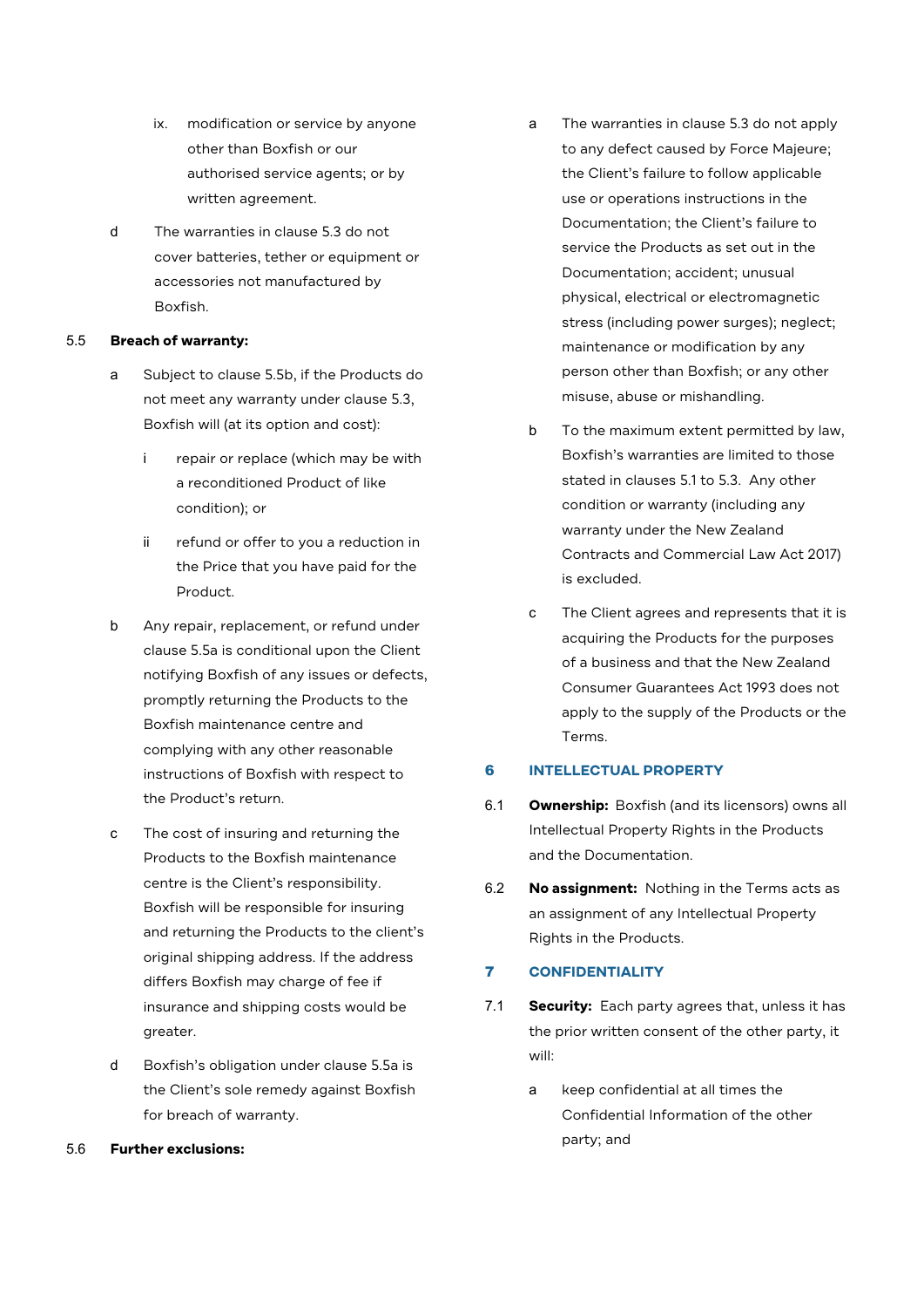ix. modification or service by anyone other than Boxfish or our authorised service agents; or by written agreement.

d The warranties in clause 5.3 do not cover batteries, tether or equipment or accessories not manufactured by Boxfish.

5.5 **Breach of warranty:**

a Subject to clause 5.5b, if the Products do not meet any warranty under clause 5.3, Boxfish will (at its option and cost):

i repair or replace (which may be with a reconditioned Product of like condition); or

ii refund or offer to you a reduction in the Price that you have paid for the Product.

b Any repair, replacement, or refund under clause 5.5a is conditional upon the Client notifying Boxfish of any issues or defects, promptly returning the Products to the Boxfish maintenance centre and complying with any other reasonable instructions of Boxfish with respect to the Product's return.

c The cost of insuring and returning the Products to the Boxfish maintenance centre is the Client's responsibility. Boxfish will be responsible for insuring and returning the Products to the client's original shipping address. If the address differs Boxfish may charge of fee if insurance and shipping costs would be greater.

d Boxfish's obligation under clause 5.5a is the Client's sole remedy against Boxfish for breach of warranty.

5.6 **Further exclusions:**

a The warranties in clause 5.3 do not apply to any defect caused by Force Majeure; the Client's failure to follow applicable use or operations instructions in the Documentation; the Client's failure to service the Products as set out in the Documentation; accident; unusual physical, electrical or electromagnetic stress (including power surges); neglect; maintenance or modification by any person other than Boxfish; or any other misuse, abuse or mishandling.

b To the maximum extent permitted by law, Boxfish's warranties are limited to those stated in clauses 5.1 to 5.3. Any other condition or warranty (including any warranty under the New Zealand Contracts and Commercial Law Act 2017) is excluded.

c The Client agrees and represents that it is acquiring the Products for the purposes of a business and that the New Zealand Consumer Guarantees Act 1993 does not apply to the supply of the Products or the Terms.

## 6 INTELLECTUAL PROPERTY

6.1 **Ownership:** Boxfish (and its licensors) owns all Intellectual Property Rights in the Products and the Documentation.

6.2 **No assignment:** Nothing in the Terms acts as an assignment of any Intellectual Property Rights in the Products.

## 7 CONFIDENTIALITY

7.1 **Security:** Each party agrees that, unless it has the prior written consent of the other party, it will:

a keep confidential at all times the Confidential Information of the other party; and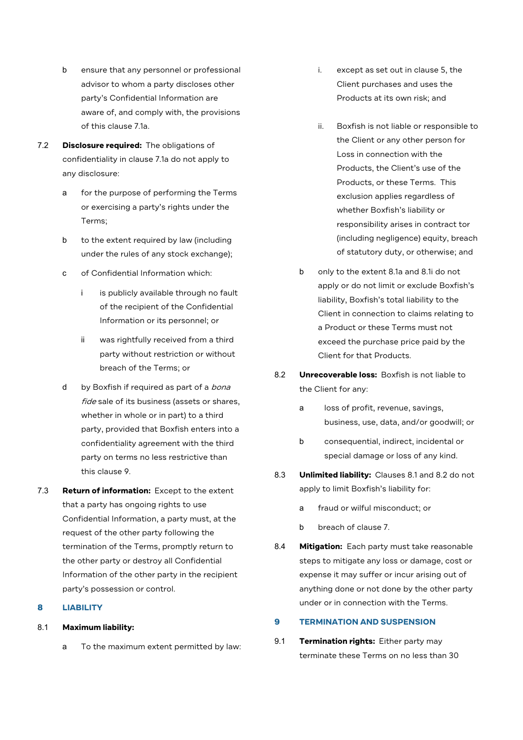b ensure that any personnel or professional advisor to whom a party discloses other party's Confidential Information are aware of, and comply with, the provisions of this clause 7.1a.

7.2 **Disclosure required:** The obligations of confidentiality in clause 7.1a do not apply to any disclosure:

a for the purpose of performing the Terms or exercising a party's rights under the Terms;

b to the extent required by law (including under the rules of any stock exchange);

c of Confidential Information which:

i is publicly available through no fault of the recipient of the Confidential Information or its personnel; or

ii was rightfully received from a third party without restriction or without breach of the Terms; or

d by Boxfish if required as part of a *bona fide* sale of its business (assets or shares, whether in whole or in part) to a third party, provided that Boxfish enters into a confidentiality agreement with the third party on terms no less restrictive than this clause 9.

7.3 **Return of information:** Except to the extent that a party has ongoing rights to use Confidential Information, a party must, at the request of the other party following the termination of the Terms, promptly return to the other party or destroy all Confidential Information of the other party in the recipient party's possession or control.

## 8 LIABILITY

8.1 **Maximum liability:**

a To the maximum extent permitted by law:

i. except as set out in clause 5, the Client purchases and uses the Products at its own risk; and

ii. Boxfish is not liable or responsible to the Client or any other person for Loss in connection with the Products, the Client's use of the Products, or these Terms. This exclusion applies regardless of whether Boxfish's liability or responsibility arises in contract tor (including negligence) equity, breach of statutory duty, or otherwise; and

b only to the extent 8.1a and 8.1i do not apply or do not limit or exclude Boxfish's liability, Boxfish's total liability to the Client in connection to claims relating to a Product or these Terms must not exceed the purchase price paid by the Client for that Products.

8.2 **Unrecoverable loss:** Boxfish is not liable to the Client for any:

a loss of profit, revenue, savings, business, use, data, and/or goodwill; or

b consequential, indirect, incidental or special damage or loss of any kind.

8.3 **Unlimited liability:** Clauses 8.1 and 8.2 do not apply to limit Boxfish's liability for:

a fraud or wilful misconduct; or

b breach of clause 7.

8.4 **Mitigation:** Each party must take reasonable steps to mitigate any loss or damage, cost or expense it may suffer or incur arising out of anything done or not done by the other party under or in connection with the Terms.

## 9 TERMINATION AND SUSPENSION

9.1 **Termination rights:** Either party may terminate these Terms on no less than 30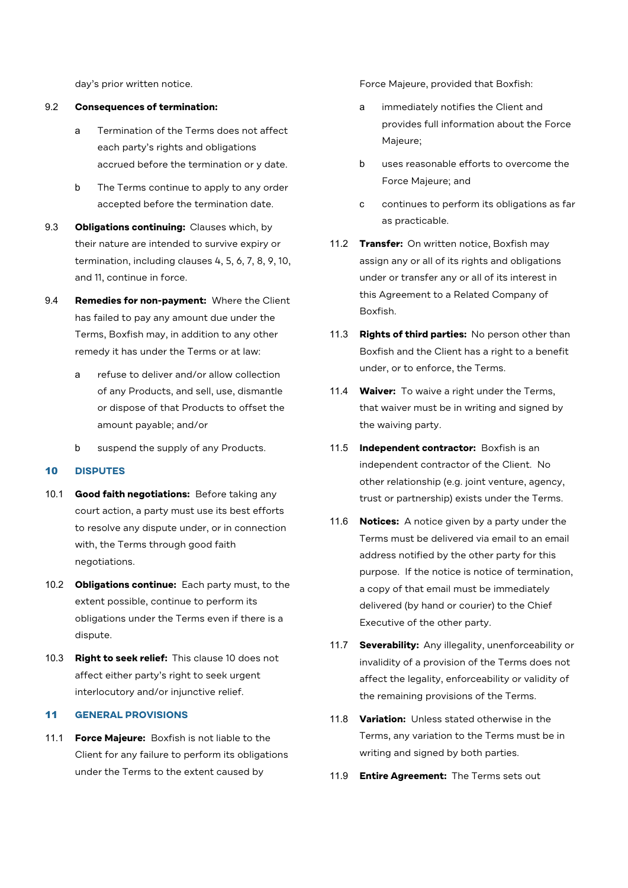day's prior written notice.

9.2 **Consequences of termination:**

a Termination of the Terms does not affect each party's rights and obligations accrued before the termination or y date.

b The Terms continue to apply to any order accepted before the termination date.

9.3 **Obligations continuing:** Clauses which, by their nature are intended to survive expiry or termination, including clauses 4, 5, 6, 7, 8, 9, 10, and 11, continue in force.

9.4 **Remedies for non-payment:** Where the Client has failed to pay any amount due under the Terms, Boxfish may, in addition to any other remedy it has under the Terms or at law:

a refuse to deliver and/or allow collection of any Products, and sell, use, dismantle or dispose of that Products to offset the amount payable; and/or

b suspend the supply of any Products.

## 10 DISPUTES

10.1 **Good faith negotiations:** Before taking any court action, a party must use its best efforts to resolve any dispute under, or in connection with, the Terms through good faith negotiations.

10.2 **Obligations continue:** Each party must, to the extent possible, continue to perform its obligations under the Terms even if there is a dispute.

10.3 **Right to seek relief:** This clause 10 does not affect either party's right to seek urgent interlocutory and/or injunctive relief.

## 11 GENERAL PROVISIONS

11.1 **Force Majeure:** Boxfish is not liable to the Client for any failure to perform its obligations under the Terms to the extent caused by Force Majeure, provided that Boxfish:

a immediately notifies the Client and provides full information about the Force Majeure;

b uses reasonable efforts to overcome the Force Majeure; and

c continues to perform its obligations as far as practicable.

11.2 **Transfer:** On written notice, Boxfish may assign any or all of its rights and obligations under or transfer any or all of its interest in this Agreement to a Related Company of Boxfish.

11.3 **Rights of third parties:** No person other than Boxfish and the Client has a right to a benefit under, or to enforce, the Terms.

11.4 **Waiver:** To waive a right under the Terms, that waiver must be in writing and signed by the waiving party.

11.5 **Independent contractor:** Boxfish is an independent contractor of the Client. No other relationship (e.g. joint venture, agency, trust or partnership) exists under the Terms.

11.6 **Notices:** A notice given by a party under the Terms must be delivered via email to an email address notified by the other party for this purpose. If the notice is notice of termination, a copy of that email must be immediately delivered (by hand or courier) to the Chief Executive of the other party.

11.7 **Severability:** Any illegality, unenforceability or invalidity of a provision of the Terms does not affect the legality, enforceability or validity of the remaining provisions of the Terms.

11.8 **Variation:** Unless stated otherwise in the Terms, any variation to the Terms must be in writing and signed by both parties.

11.9 **Entire Agreement:** The Terms sets out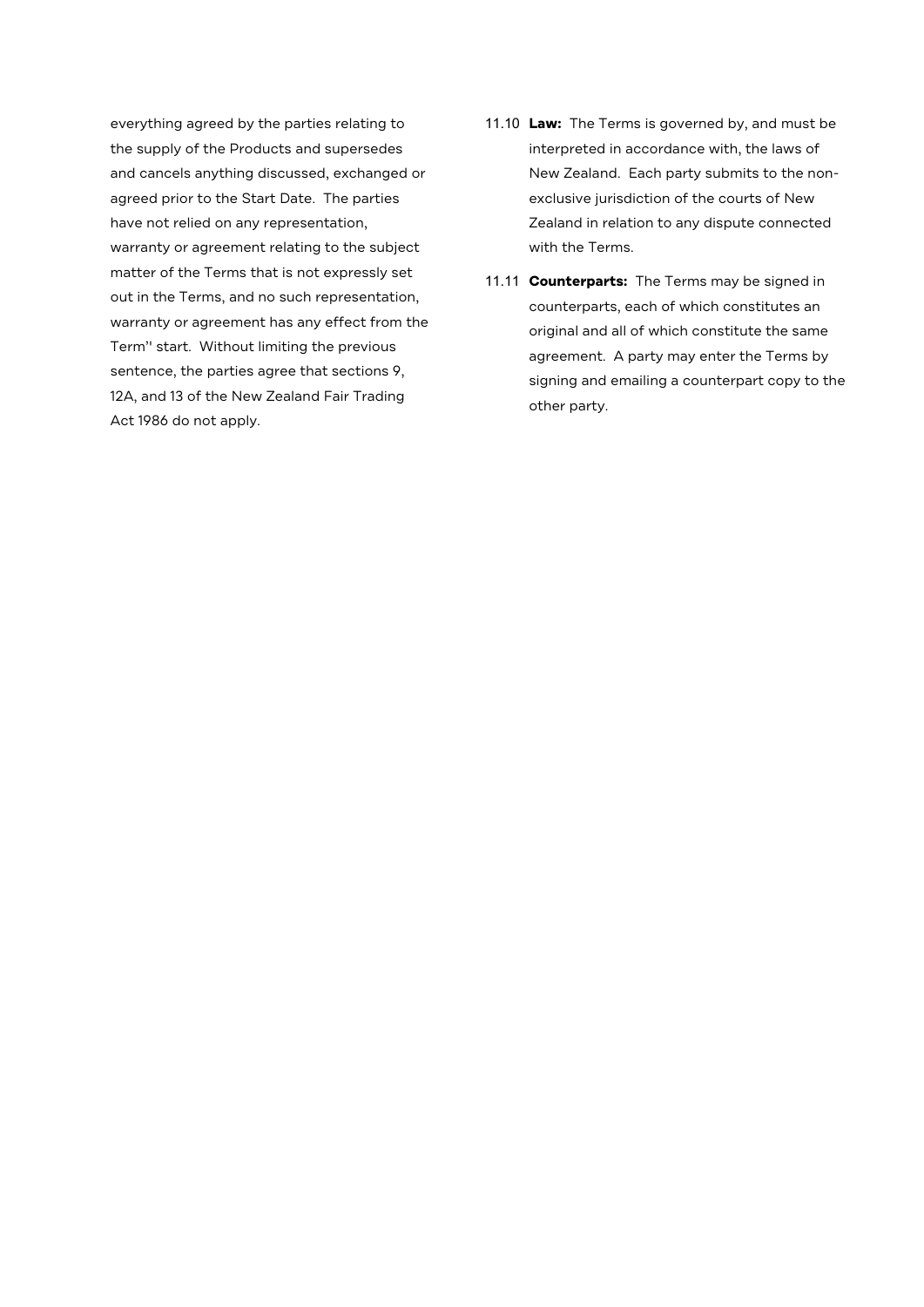everything agreed by the parties relating to the supply of the Products and supersedes and cancels anything discussed, exchanged or agreed prior to the Start Date. The parties have not relied on any representation, warranty or agreement relating to the subject matter of the Terms that is not expressly set out in the Terms, and no such representation, warranty or agreement has any effect from the Term'' start. Without limiting the previous sentence, the parties agree that sections 9, 12A, and 13 of the New Zealand Fair Trading Act 1986 do not apply.

11.10 **Law:** The Terms is governed by, and must be interpreted in accordance with, the laws of New Zealand. Each party submits to the non-exclusive jurisdiction of the courts of New Zealand in relation to any dispute connected with the Terms.

11.11 **Counterparts:** The Terms may be signed in counterparts, each of which constitutes an original and all of which constitute the same agreement. A party may enter the Terms by signing and emailing a counterpart copy to the other party.